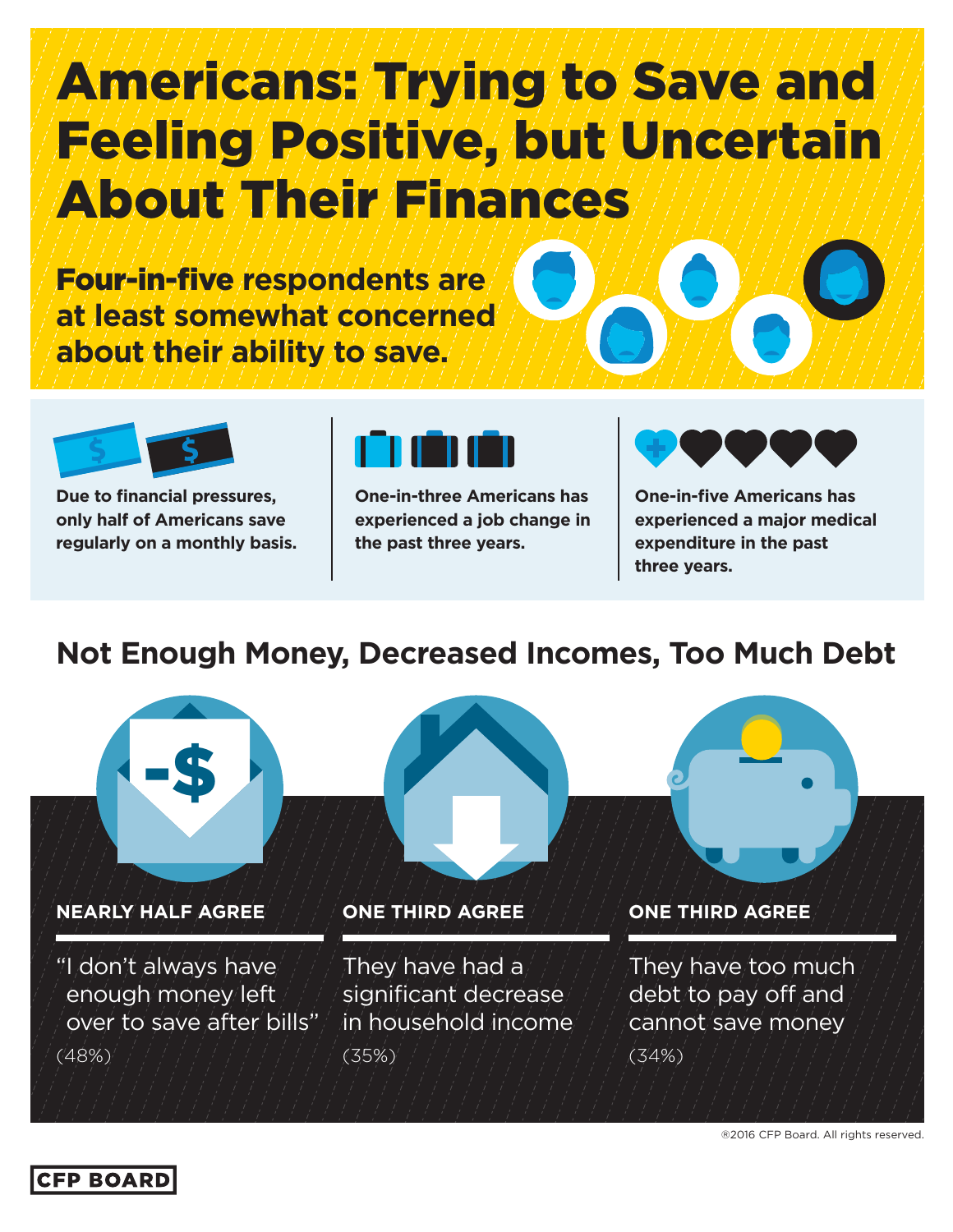# Americans: Trying to Save and Feeling Positive, but Uncertain About Their Finances

**Four-in-five respondents are at least somewhat concerned about their ability to save.**

**Due to financial pressures, only half of Americans save regularly on a monthly basis.**

**One-in-three Americans has experienced a job change in the past three years.**

**One-in-five Americans has experienced a major medical expenditure in the past three years.**

## Not Enough Money, Decreased Incomes, Too Much Debt

**NEARLY HALF AGREE**

"I don't always have enough money left over to save after bills"

(48%)

**ONE THIRD AGREE**

They have had a significant decrease in household income

(35%)

**ONE THIRD AGREE**

They have too much debt to pay off and cannot save money

(34%)

®2016 CFP Board. All rights reserved.

CFP BOARD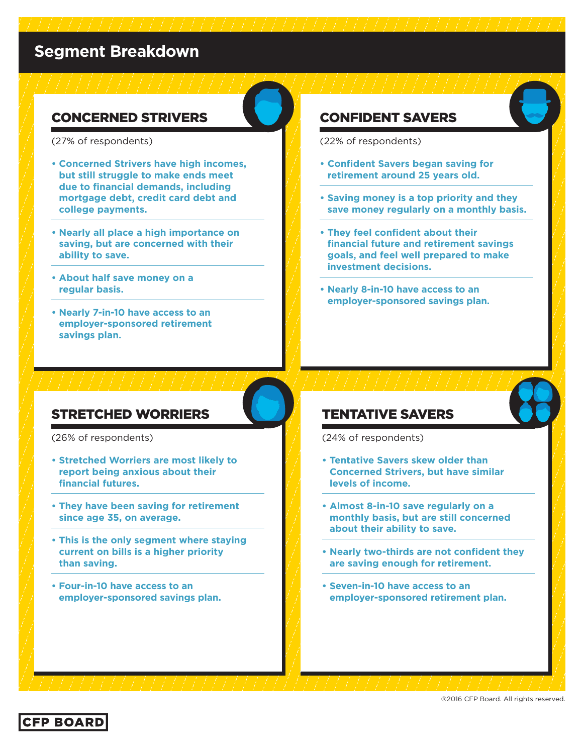# Segment Breakdown

## CONCERNED STRIVERS

(27% of respondents)

- **Concerned Strivers have high incomes, but still struggle to make ends meet due to financial demands, including mortgage debt, credit card debt and college payments.**
- **Nearly all place a high importance on saving, but are concerned with their ability to save.**
- **About half save money on a regular basis.**
- **Nearly 7-in-10 have access to an employer-sponsored retirement savings plan.**

## CONFIDENT SAVERS

(22% of respondents)

- **Confident Savers began saving for retirement around 25 years old.**
- **Saving money is a top priority and they save money regularly on a monthly basis.**
- **They feel confident about their financial future and retirement savings goals, and feel well prepared to make investment decisions.**
- **Nearly 8-in-10 have access to an employer-sponsored savings plan.**

## STRETCHED WORRIERS

(26% of respondents)

- **Stretched Worriers are most likely to report being anxious about their financial futures.**
- **They have been saving for retirement since age 35, on average.**
- **This is the only segment where staying current on bills is a higher priority than saving.**
- **Four-in-10 have access to an employer-sponsored savings plan.**

## TENTATIVE SAVERS

(24% of respondents)

- **Tentative Savers skew older than Concerned Strivers, but have similar levels of income.**
- **Almost 8-in-10 save regularly on a monthly basis, but are still concerned about their ability to save.**
- **Nearly two-thirds are not confident they are saving enough for retirement.**
- **Seven-in-10 have access to an employer-sponsored retirement plan.**

®2016 CFP Board. All rights reserved.

CFP BOARD